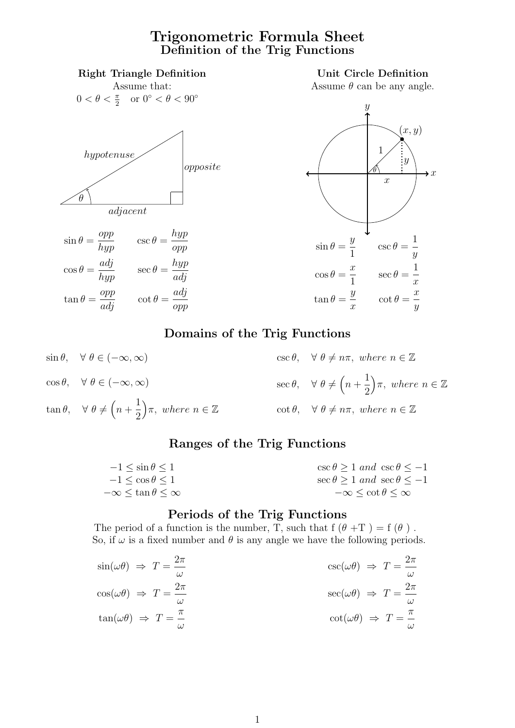# Trigonometric Formula Sheet

## Definition of the Trig Functions

### Right Triangle Definition

Assume that:

$0 < \theta < \frac{\pi}{2}$ or $0^\circ < \theta < 90^\circ$

$$\sin\theta = \frac{opp}{hyp} \qquad \csc\theta = \frac{hyp}{opp}$$

$$\cos\theta = \frac{adj}{hyp} \qquad \sec\theta = \frac{hyp}{adj}$$

$$\tan\theta = \frac{opp}{adj} \qquad \cot\theta = \frac{adj}{opp}$$

### Unit Circle Definition

Assume $\theta$ can be any angle.

$$\sin\theta = \frac{y}{1} \qquad \csc\theta = \frac{1}{y}$$

$$\cos\theta = \frac{x}{1} \qquad \sec\theta = \frac{1}{x}$$

$$\tan\theta = \frac{y}{x} \qquad \cot\theta = \frac{x}{y}$$

## Domains of the Trig Functions

$\sin\theta, \quad \forall\ \theta \in (-\infty, \infty)$

$\cos\theta, \quad \forall\ \theta \in (-\infty, \infty)$

$\tan\theta, \quad \forall\ \theta \neq \left(n + \frac{1}{2}\right)\pi, \ where\ n \in \mathbb{Z}$

$\csc\theta, \quad \forall\ \theta \neq n\pi, \ where\ n \in \mathbb{Z}$

$\sec\theta, \quad \forall\ \theta \neq \left(n + \frac{1}{2}\right)\pi, \ where\ n \in \mathbb{Z}$

$\cot\theta, \quad \forall\ \theta \neq n\pi, \ where\ n \in \mathbb{Z}$

## Ranges of the Trig Functions

$-1 \leq \sin\theta \leq 1$

$-1 \leq \cos\theta \leq 1$

$-\infty \leq \tan\theta \leq \infty$

$\csc\theta \geq 1 \ and\ \csc\theta \leq -1$

$\sec\theta \geq 1 \ and\ \sec\theta \leq -1$

$-\infty \leq \cot\theta \leq \infty$

## Periods of the Trig Functions

The period of a function is the number, T, such that f $(\theta + T)$ = f $(\theta)$ .
So, if $\omega$ is a fixed number and $\theta$ is any angle we have the following periods.

$$\sin(\omega\theta) \ \Rightarrow\ T = \frac{2\pi}{\omega}$$

$$\cos(\omega\theta) \ \Rightarrow\ T = \frac{2\pi}{\omega}$$

$$\tan(\omega\theta) \ \Rightarrow\ T = \frac{\pi}{\omega}$$

$$\csc(\omega\theta) \ \Rightarrow\ T = \frac{2\pi}{\omega}$$

$$\sec(\omega\theta) \ \Rightarrow\ T = \frac{2\pi}{\omega}$$

$$\cot(\omega\theta) \ \Rightarrow\ T = \frac{\pi}{\omega}$$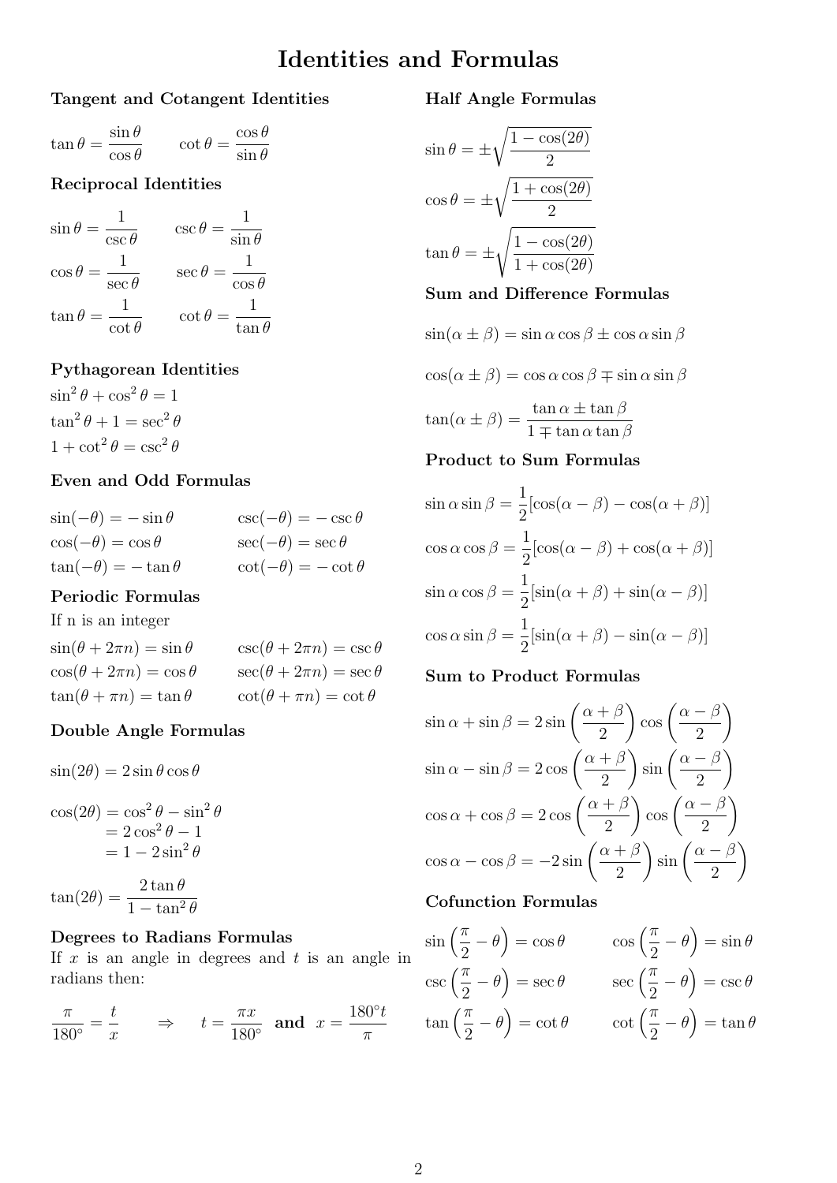# Identities and Formulas

### Tangent and Cotangent Identities

$$\tan\theta = \frac{\sin\theta}{\cos\theta} \qquad \cot\theta = \frac{\cos\theta}{\sin\theta}$$

### Reciprocal Identities

$$\sin\theta = \frac{1}{\csc\theta} \qquad \csc\theta = \frac{1}{\sin\theta}$$

$$\cos\theta = \frac{1}{\sec\theta} \qquad \sec\theta = \frac{1}{\cos\theta}$$

$$\tan\theta = \frac{1}{\cot\theta} \qquad \cot\theta = \frac{1}{\tan\theta}$$

### Pythagorean Identities

$$\sin^2\theta + \cos^2\theta = 1$$

$$\tan^2\theta + 1 = \sec^2\theta$$

$$1 + \cot^2\theta = \csc^2\theta$$

### Even and Odd Formulas

$$\sin(-\theta) = -\sin\theta \qquad \csc(-\theta) = -\csc\theta$$

$$\cos(-\theta) = \cos\theta \qquad \sec(-\theta) = \sec\theta$$

$$\tan(-\theta) = -\tan\theta \qquad \cot(-\theta) = -\cot\theta$$

### Periodic Formulas

If n is an integer

$$\sin(\theta + 2\pi n) = \sin\theta \qquad \csc(\theta + 2\pi n) = \csc\theta$$

$$\cos(\theta + 2\pi n) = \cos\theta \qquad \sec(\theta + 2\pi n) = \sec\theta$$

$$\tan(\theta + \pi n) = \tan\theta \qquad \cot(\theta + \pi n) = \cot\theta$$

### Double Angle Formulas

$$\sin(2\theta) = 2\sin\theta\cos\theta$$

$$\begin{aligned} \cos(2\theta) &= \cos^2\theta - \sin^2\theta \\ &= 2\cos^2\theta - 1 \\ &= 1 - 2\sin^2\theta \end{aligned}$$

$$\tan(2\theta) = \frac{2\tan\theta}{1 - \tan^2\theta}$$

### Degrees to Radians Formulas

If $x$ is an angle in degrees and $t$ is an angle in radians then:

$$\frac{\pi}{180^\circ} = \frac{t}{x} \qquad \Rightarrow \qquad t = \frac{\pi x}{180^\circ} \ \textbf{and} \ x = \frac{180^\circ t}{\pi}$$

### Half Angle Formulas

$$\sin\theta = \pm\sqrt{\frac{1 - \cos(2\theta)}{2}}$$

$$\cos\theta = \pm\sqrt{\frac{1 + \cos(2\theta)}{2}}$$

$$\tan\theta = \pm\sqrt{\frac{1 - \cos(2\theta)}{1 + \cos(2\theta)}}$$

### Sum and Difference Formulas

$$\sin(\alpha \pm \beta) = \sin\alpha\cos\beta \pm \cos\alpha\sin\beta$$

$$\cos(\alpha \pm \beta) = \cos\alpha\cos\beta \mp \sin\alpha\sin\beta$$

$$\tan(\alpha \pm \beta) = \frac{\tan\alpha \pm \tan\beta}{1 \mp \tan\alpha\tan\beta}$$

### Product to Sum Formulas

$$\sin\alpha\sin\beta = \frac{1}{2}[\cos(\alpha - \beta) - \cos(\alpha + \beta)]$$

$$\cos\alpha\cos\beta = \frac{1}{2}[\cos(\alpha - \beta) + \cos(\alpha + \beta)]$$

$$\sin\alpha\cos\beta = \frac{1}{2}[\sin(\alpha + \beta) + \sin(\alpha - \beta)]$$

$$\cos\alpha\sin\beta = \frac{1}{2}[\sin(\alpha + \beta) - \sin(\alpha - \beta)]$$

### Sum to Product Formulas

$$\sin\alpha + \sin\beta = 2\sin\left(\frac{\alpha + \beta}{2}\right)\cos\left(\frac{\alpha - \beta}{2}\right)$$

$$\sin\alpha - \sin\beta = 2\cos\left(\frac{\alpha + \beta}{2}\right)\sin\left(\frac{\alpha - \beta}{2}\right)$$

$$\cos\alpha + \cos\beta = 2\cos\left(\frac{\alpha + \beta}{2}\right)\cos\left(\frac{\alpha - \beta}{2}\right)$$

$$\cos\alpha - \cos\beta = -2\sin\left(\frac{\alpha + \beta}{2}\right)\sin\left(\frac{\alpha - \beta}{2}\right)$$

### Cofunction Formulas

$$\sin\left(\frac{\pi}{2} - \theta\right) = \cos\theta \qquad \cos\left(\frac{\pi}{2} - \theta\right) = \sin\theta$$

$$\csc\left(\frac{\pi}{2} - \theta\right) = \sec\theta \qquad \sec\left(\frac{\pi}{2} - \theta\right) = \csc\theta$$

$$\tan\left(\frac{\pi}{2} - \theta\right) = \cot\theta \qquad \cot\left(\frac{\pi}{2} - \theta\right) = \tan\theta$$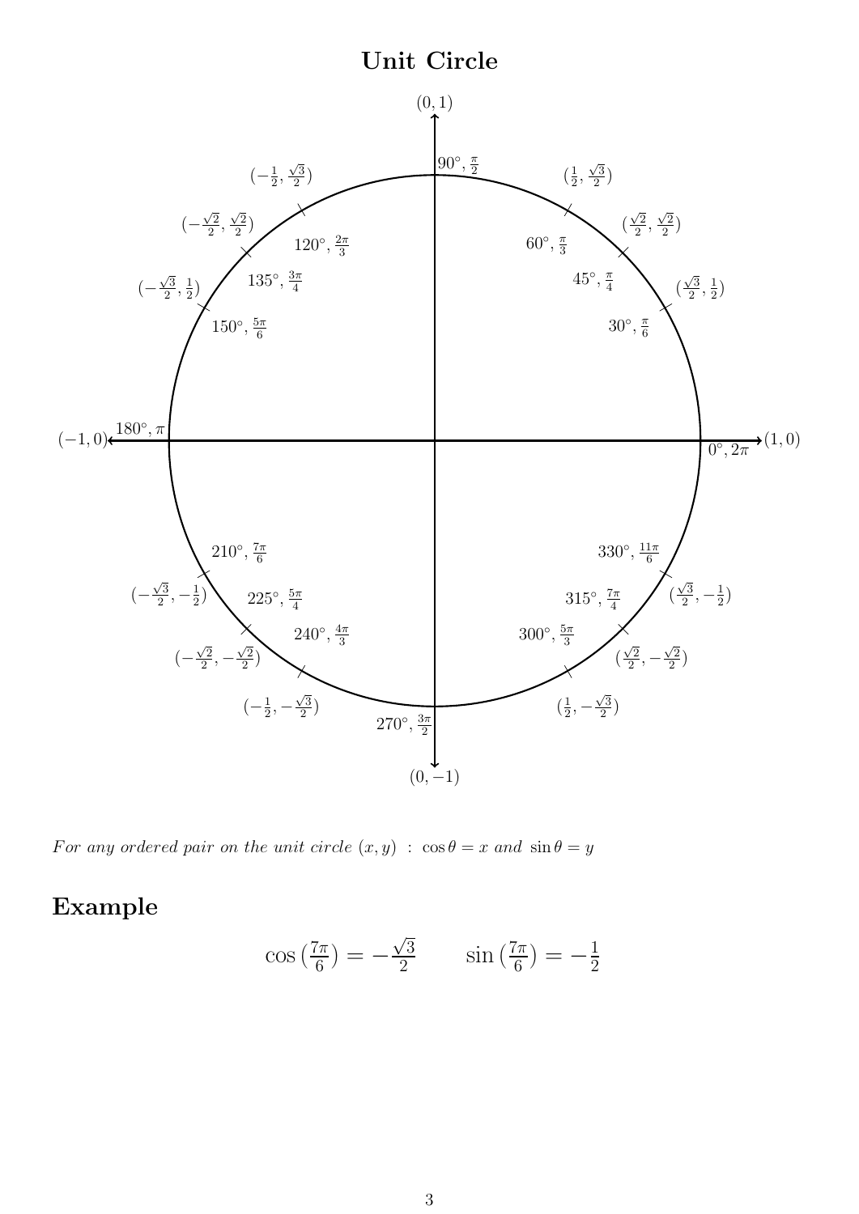# Unit Circle

| Angle (degrees) | Angle (radians) | Point $(x, y)$ |
| --- | --- | --- |
| $0^\circ$ | $0, 2\pi$ | $(1, 0)$ |
| $30^\circ$ | $\frac{\pi}{6}$ | $(\frac{\sqrt{3}}{2}, \frac{1}{2})$ |
| $45^\circ$ | $\frac{\pi}{4}$ | $(\frac{\sqrt{2}}{2}, \frac{\sqrt{2}}{2})$ |
| $60^\circ$ | $\frac{\pi}{3}$ | $(\frac{1}{2}, \frac{\sqrt{3}}{2})$ |
| $90^\circ$ | $\frac{\pi}{2}$ | $(0, 1)$ |
| $120^\circ$ | $\frac{2\pi}{3}$ | $(-\frac{1}{2}, \frac{\sqrt{3}}{2})$ |
| $135^\circ$ | $\frac{3\pi}{4}$ | $(-\frac{\sqrt{2}}{2}, \frac{\sqrt{2}}{2})$ |
| $150^\circ$ | $\frac{5\pi}{6}$ | $(-\frac{\sqrt{3}}{2}, \frac{1}{2})$ |
| $180^\circ$ | $\pi$ | $(-1, 0)$ |
| $210^\circ$ | $\frac{7\pi}{6}$ | $(-\frac{\sqrt{3}}{2}, -\frac{1}{2})$ |
| $225^\circ$ | $\frac{5\pi}{4}$ | $(-\frac{\sqrt{2}}{2}, -\frac{\sqrt{2}}{2})$ |
| $240^\circ$ | $\frac{4\pi}{3}$ | $(-\frac{1}{2}, -\frac{\sqrt{3}}{2})$ |
| $270^\circ$ | $\frac{3\pi}{2}$ | $(0, -1)$ |
| $300^\circ$ | $\frac{5\pi}{3}$ | $(\frac{1}{2}, -\frac{\sqrt{3}}{2})$ |
| $315^\circ$ | $\frac{7\pi}{4}$ | $(\frac{\sqrt{2}}{2}, -\frac{\sqrt{2}}{2})$ |
| $330^\circ$ | $\frac{11\pi}{6}$ | $(\frac{\sqrt{3}}{2}, -\frac{1}{2})$ |

*For any ordered pair on the unit circle* $(x, y)$ : $\cos\theta = x$ *and* $\sin\theta = y$

## Example

$$\cos\left(\frac{7\pi}{6}\right) = -\frac{\sqrt{3}}{2} \qquad \sin\left(\frac{7\pi}{6}\right) = -\frac{1}{2}$$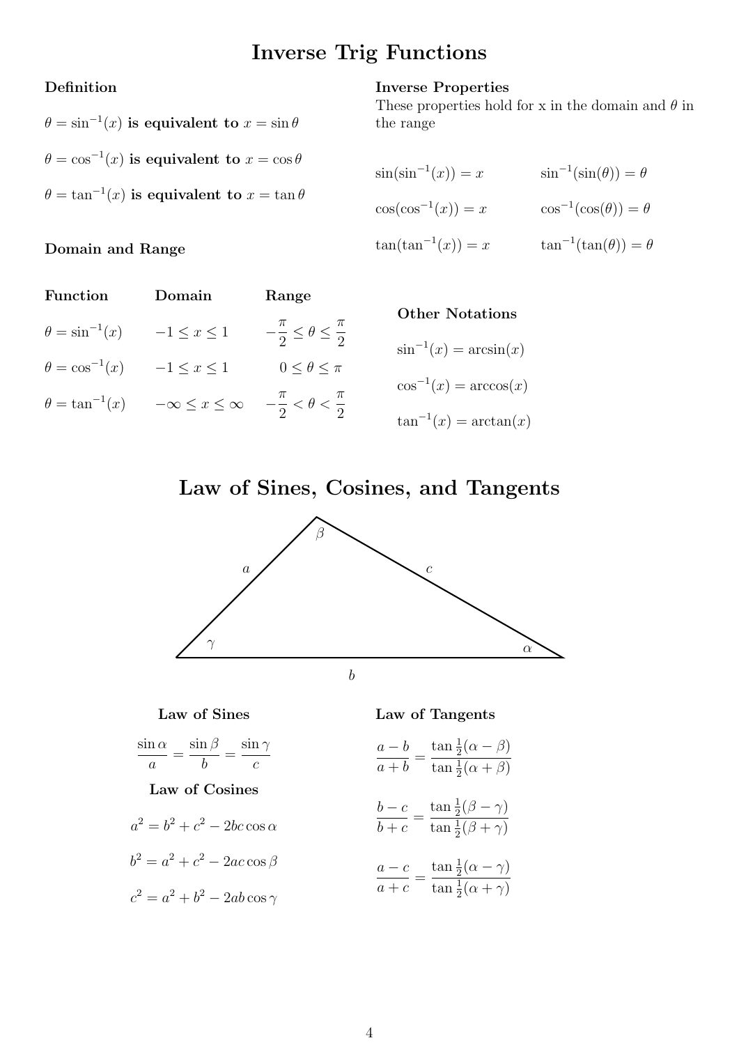# Inverse Trig Functions

### Definition

$\theta = \sin^{-1}(x)$ **is equivalent to** $x = \sin\theta$

$\theta = \cos^{-1}(x)$ **is equivalent to** $x = \cos\theta$

$\theta = \tan^{-1}(x)$ **is equivalent to** $x = \tan\theta$

### Inverse Properties

These properties hold for x in the domain and $\theta$ in the range

| | |
|---|---|
| $\sin(\sin^{-1}(x)) = x$ | $\sin^{-1}(\sin(\theta)) = \theta$ |
| $\cos(\cos^{-1}(x)) = x$ | $\cos^{-1}(\cos(\theta)) = \theta$ |
| $\tan(\tan^{-1}(x)) = x$ | $\tan^{-1}(\tan(\theta)) = \theta$ |

### Domain and Range

| **Function** | **Domain** | **Range** |
|---|---|---|
| $\theta = \sin^{-1}(x)$ | $-1 \leq x \leq 1$ | $-\dfrac{\pi}{2} \leq \theta \leq \dfrac{\pi}{2}$ |
| $\theta = \cos^{-1}(x)$ | $-1 \leq x \leq 1$ | $0 \leq \theta \leq \pi$ |
| $\theta = \tan^{-1}(x)$ | $-\infty \leq x \leq \infty$ | $-\dfrac{\pi}{2} < \theta < \dfrac{\pi}{2}$ |

### Other Notations

$\sin^{-1}(x) = \arcsin(x)$

$\cos^{-1}(x) = \arccos(x)$

$\tan^{-1}(x) = \arctan(x)$

# Law of Sines, Cosines, and Tangents

### Law of Sines

$$\frac{\sin\alpha}{a} = \frac{\sin\beta}{b} = \frac{\sin\gamma}{c}$$

### Law of Cosines

$$a^2 = b^2 + c^2 - 2bc\cos\alpha$$

$$b^2 = a^2 + c^2 - 2ac\cos\beta$$

$$c^2 = a^2 + b^2 - 2ab\cos\gamma$$

### Law of Tangents

$$\frac{a-b}{a+b} = \frac{\tan\frac{1}{2}(\alpha-\beta)}{\tan\frac{1}{2}(\alpha+\beta)}$$

$$\frac{b-c}{b+c} = \frac{\tan\frac{1}{2}(\beta-\gamma)}{\tan\frac{1}{2}(\beta+\gamma)}$$

$$\frac{a-c}{a+c} = \frac{\tan\frac{1}{2}(\alpha-\gamma)}{\tan\frac{1}{2}(\alpha+\gamma)}$$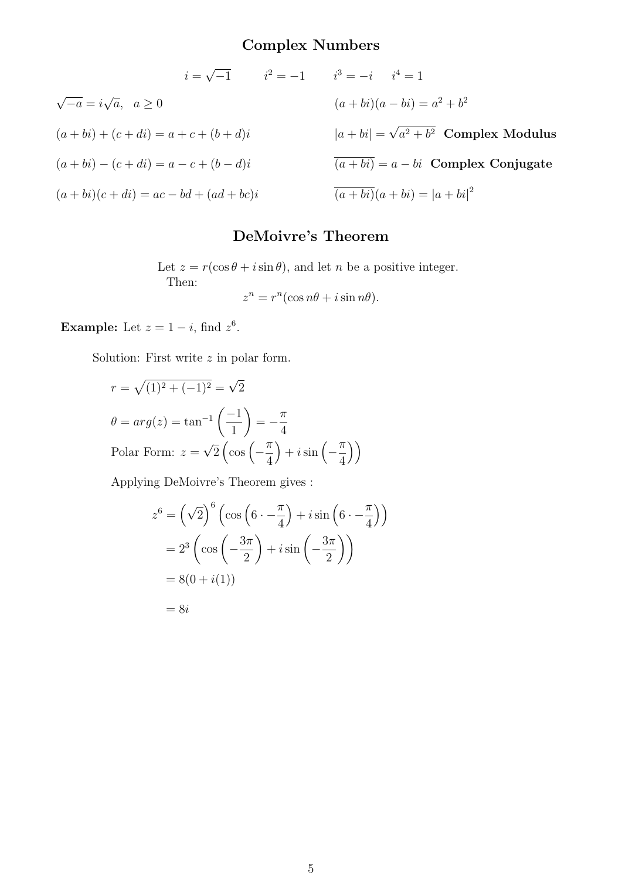## Complex Numbers

$$i = \sqrt{-1} \qquad i^2 = -1 \qquad i^3 = -i \qquad i^4 = 1$$

$\sqrt{-a} = i\sqrt{a}, \quad a \geq 0$

$(a+bi)(a-bi) = a^2 + b^2$

$(a+bi)+(c+di) = a+c+(b+d)i$

$|a+bi| = \sqrt{a^2+b^2}$ **Complex Modulus**

$(a+bi)-(c+di) = a-c+(b-d)i$

$\overline{(a+bi)} = a-bi$ **Complex Conjugate**

$(a+bi)(c+di) = ac-bd+(ad+bc)i$

$\overline{(a+bi)}(a+bi) = |a+bi|^2$

## DeMoivre's Theorem

Let $z = r(\cos\theta + i\sin\theta)$, and let $n$ be a positive integer. Then:

$$z^n = r^n(\cos n\theta + i\sin n\theta).$$

**Example:** Let $z = 1-i$, find $z^6$.

Solution: First write $z$ in polar form.

$r = \sqrt{(1)^2+(-1)^2} = \sqrt{2}$

$\theta = arg(z) = \tan^{-1}\left(\frac{-1}{1}\right) = -\frac{\pi}{4}$

Polar Form: $z = \sqrt{2}\left(\cos\left(-\frac{\pi}{4}\right) + i\sin\left(-\frac{\pi}{4}\right)\right)$

Applying DeMoivre's Theorem gives :

$$\begin{aligned}
z^6 &= \left(\sqrt{2}\right)^6\left(\cos\left(6\cdot -\frac{\pi}{4}\right) + i\sin\left(6\cdot -\frac{\pi}{4}\right)\right) \\
&= 2^3\left(\cos\left(-\frac{3\pi}{2}\right) + i\sin\left(-\frac{3\pi}{2}\right)\right) \\
&= 8(0+i(1)) \\
&= 8i
\end{aligned}$$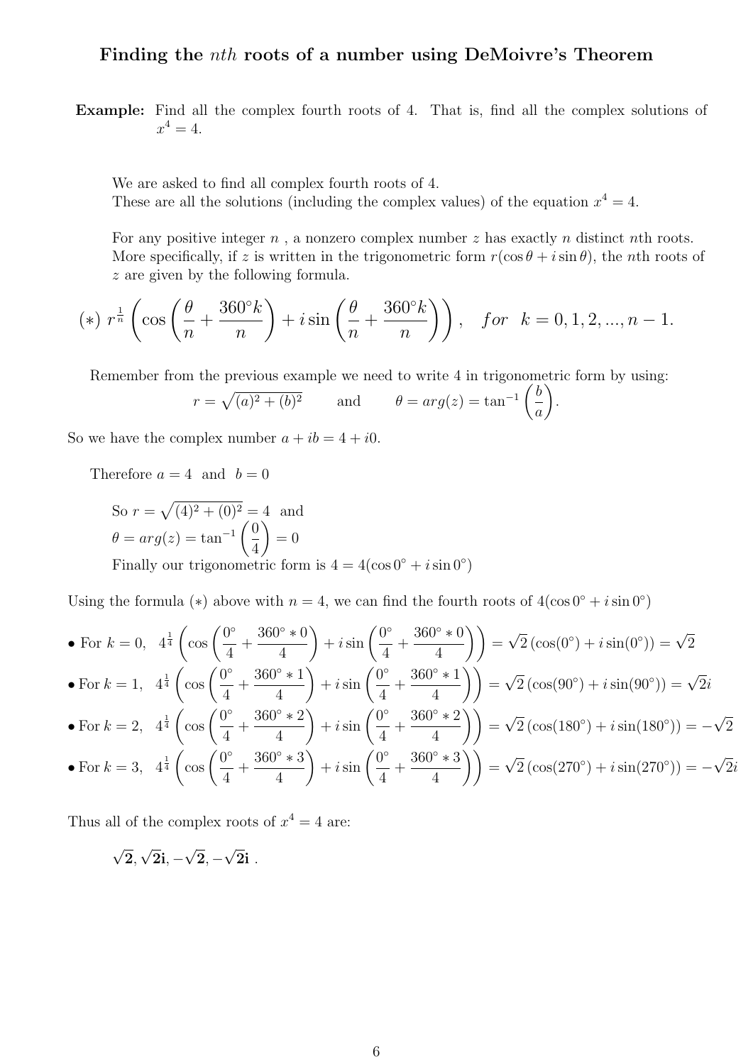## Finding the $nth$ roots of a number using DeMoivre's Theorem

**Example:** Find all the complex fourth roots of 4. That is, find all the complex solutions of $x^4 = 4$.

We are asked to find all complex fourth roots of 4.
These are all the solutions (including the complex values) of the equation $x^4 = 4$.

For any positive integer $n$ , a nonzero complex number $z$ has exactly $n$ distinct $n$th roots. More specifically, if $z$ is written in the trigonometric form $r(\cos\theta + i\sin\theta)$, the $n$th roots of $z$ are given by the following formula.

$$(*)\ r^{\frac{1}{n}}\left(\cos\left(\frac{\theta}{n}+\frac{360^\circ k}{n}\right)+i\sin\left(\frac{\theta}{n}+\frac{360^\circ k}{n}\right)\right),\quad for\ \ k=0,1,2,...,n-1.$$

Remember from the previous example we need to write 4 in trigonometric form by using:

$$r=\sqrt{(a)^2+(b)^2} \qquad \text{and} \qquad \theta = arg(z) = \tan^{-1}\left(\frac{b}{a}\right).$$

So we have the complex number $a + ib = 4 + i0$.

Therefore $a = 4$ and $b = 0$

So $r = \sqrt{(4)^2 + (0)^2} = 4$ and
$\theta = arg(z) = \tan^{-1}\left(\frac{0}{4}\right) = 0$
Finally our trigonometric form is $4 = 4(\cos 0^\circ + i\sin 0^\circ)$

Using the formula $(*)$ above with $n = 4$, we can find the fourth roots of $4(\cos 0^\circ + i\sin 0^\circ)$

- For $k=0$, $4^{\frac{1}{4}}\left(\cos\left(\frac{0^\circ}{4}+\frac{360^\circ*0}{4}\right)+i\sin\left(\frac{0^\circ}{4}+\frac{360^\circ*0}{4}\right)\right)=\sqrt{2}\left(\cos(0^\circ)+i\sin(0^\circ)\right)=\sqrt{2}$
- For $k=1$, $4^{\frac{1}{4}}\left(\cos\left(\frac{0^\circ}{4}+\frac{360^\circ*1}{4}\right)+i\sin\left(\frac{0^\circ}{4}+\frac{360^\circ*1}{4}\right)\right)=\sqrt{2}\left(\cos(90^\circ)+i\sin(90^\circ)\right)=\sqrt{2}i$
- For $k=2$, $4^{\frac{1}{4}}\left(\cos\left(\frac{0^\circ}{4}+\frac{360^\circ*2}{4}\right)+i\sin\left(\frac{0^\circ}{4}+\frac{360^\circ*2}{4}\right)\right)=\sqrt{2}\left(\cos(180^\circ)+i\sin(180^\circ)\right)=-\sqrt{2}$
- For $k=3$, $4^{\frac{1}{4}}\left(\cos\left(\frac{0^\circ}{4}+\frac{360^\circ*3}{4}\right)+i\sin\left(\frac{0^\circ}{4}+\frac{360^\circ*3}{4}\right)\right)=\sqrt{2}\left(\cos(270^\circ)+i\sin(270^\circ)\right)=-\sqrt{2}i$

Thus all of the complex roots of $x^4 = 4$ are:

$\mathbf{\sqrt{2}, \sqrt{2}i, -\sqrt{2}, -\sqrt{2}i}$ .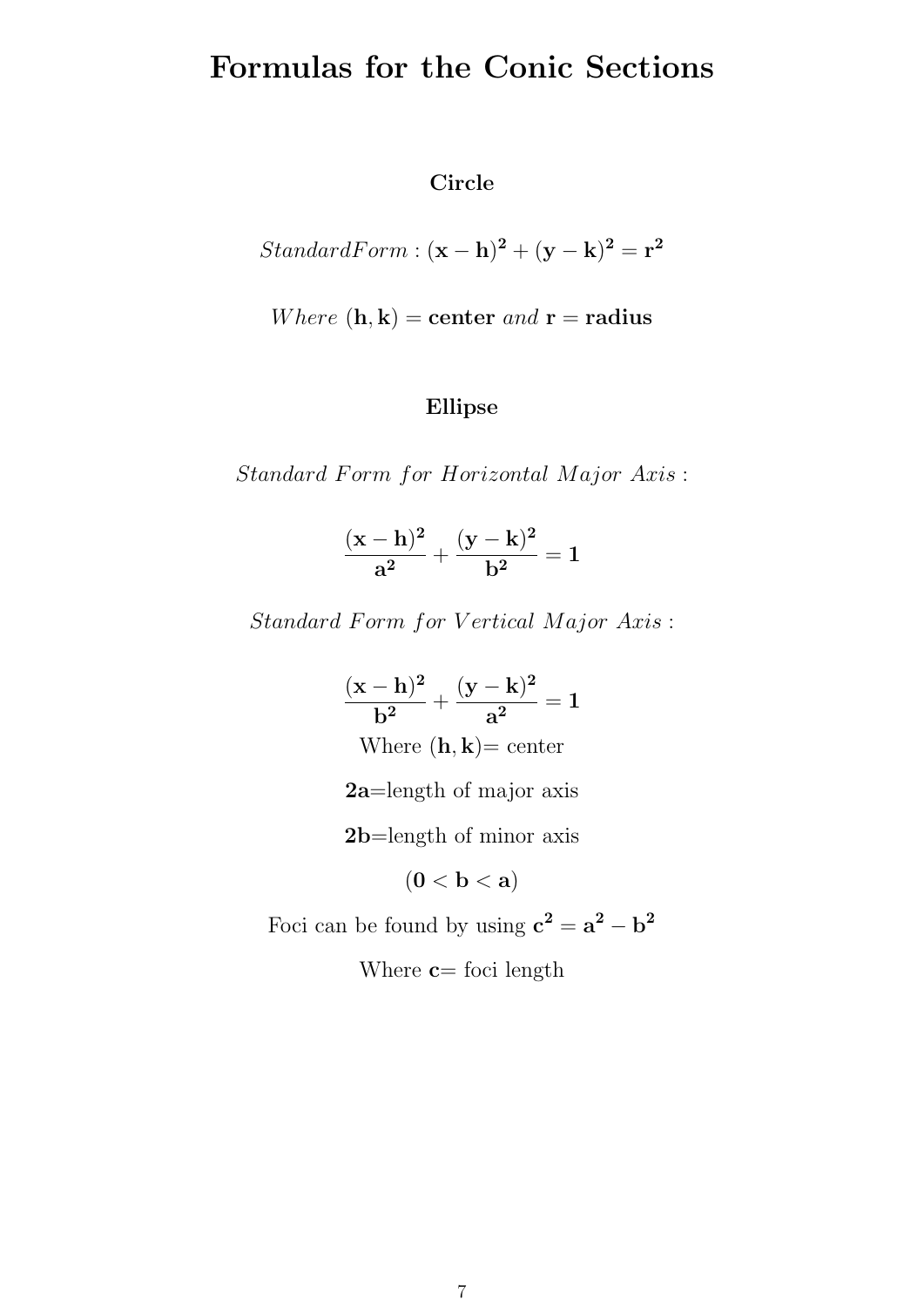# Formulas for the Conic Sections

## Circle

$$StandardForm : (\mathbf{x}-\mathbf{h})^{\mathbf{2}}+(\mathbf{y}-\mathbf{k})^{\mathbf{2}}=\mathbf{r}^{\mathbf{2}}$$

$$Where\ (\mathbf{h},\mathbf{k})=\textbf{center}\ and\ \mathbf{r}=\textbf{radius}$$

## Ellipse

*Standard Form for Horizontal Major Axis :*

$$\frac{(\mathbf{x}-\mathbf{h})^{\mathbf{2}}}{\mathbf{a}^{\mathbf{2}}}+\frac{(\mathbf{y}-\mathbf{k})^{\mathbf{2}}}{\mathbf{b}^{\mathbf{2}}}=\mathbf{1}$$

*Standard Form for Vertical Major Axis :*

$$\frac{(\mathbf{x}-\mathbf{h})^{\mathbf{2}}}{\mathbf{b}^{\mathbf{2}}}+\frac{(\mathbf{y}-\mathbf{k})^{\mathbf{2}}}{\mathbf{a}^{\mathbf{2}}}=\mathbf{1}$$

Where $(\mathbf{h},\mathbf{k})$= center

$\mathbf{2a}$=length of major axis

$\mathbf{2b}$=length of minor axis

$(\mathbf{0}<\mathbf{b}<\mathbf{a})$

Foci can be found by using $\mathbf{c}^{\mathbf{2}}=\mathbf{a}^{\mathbf{2}}-\mathbf{b}^{\mathbf{2}}$

Where $\mathbf{c}$= foci length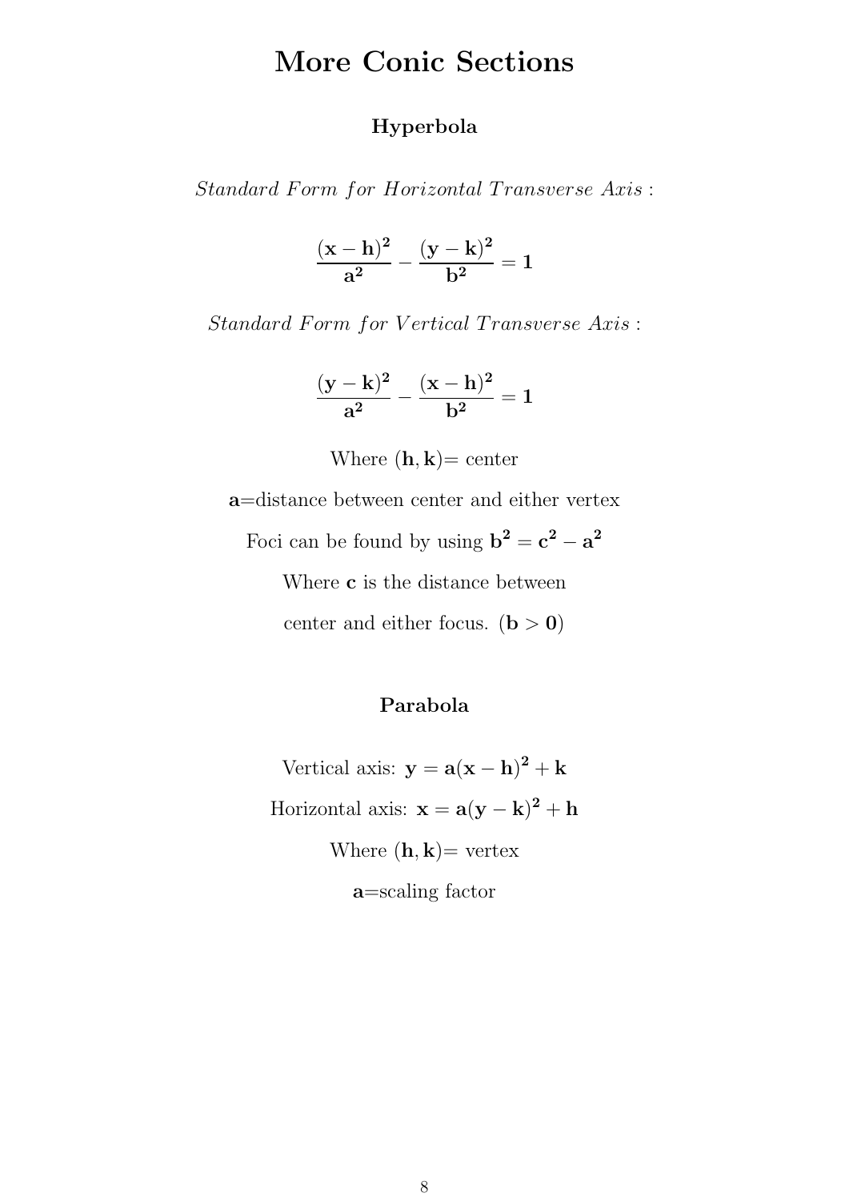# More Conic Sections

## Hyperbola

*Standard Form for Horizontal Transverse Axis* :

$$\frac{(\mathbf{x}-\mathbf{h})^{\mathbf{2}}}{\mathbf{a^2}} - \frac{(\mathbf{y}-\mathbf{k})^{\mathbf{2}}}{\mathbf{b^2}} = \mathbf{1}$$

*Standard Form for Vertical Transverse Axis* :

$$\frac{(\mathbf{y}-\mathbf{k})^{\mathbf{2}}}{\mathbf{a^2}} - \frac{(\mathbf{x}-\mathbf{h})^{\mathbf{2}}}{\mathbf{b^2}} = \mathbf{1}$$

Where $(\mathbf{h}, \mathbf{k})$= center

$\mathbf{a}$=distance between center and either vertex

Foci can be found by using $\mathbf{b^2} = \mathbf{c^2} - \mathbf{a^2}$

Where $\mathbf{c}$ is the distance between

center and either focus. ($\mathbf{b} > \mathbf{0}$)

## Parabola

Vertical axis: $\mathbf{y} = \mathbf{a}(\mathbf{x}-\mathbf{h})^{\mathbf{2}} + \mathbf{k}$

Horizontal axis: $\mathbf{x} = \mathbf{a}(\mathbf{y}-\mathbf{k})^{\mathbf{2}} + \mathbf{h}$

Where $(\mathbf{h}, \mathbf{k})$= vertex

$\mathbf{a}$=scaling factor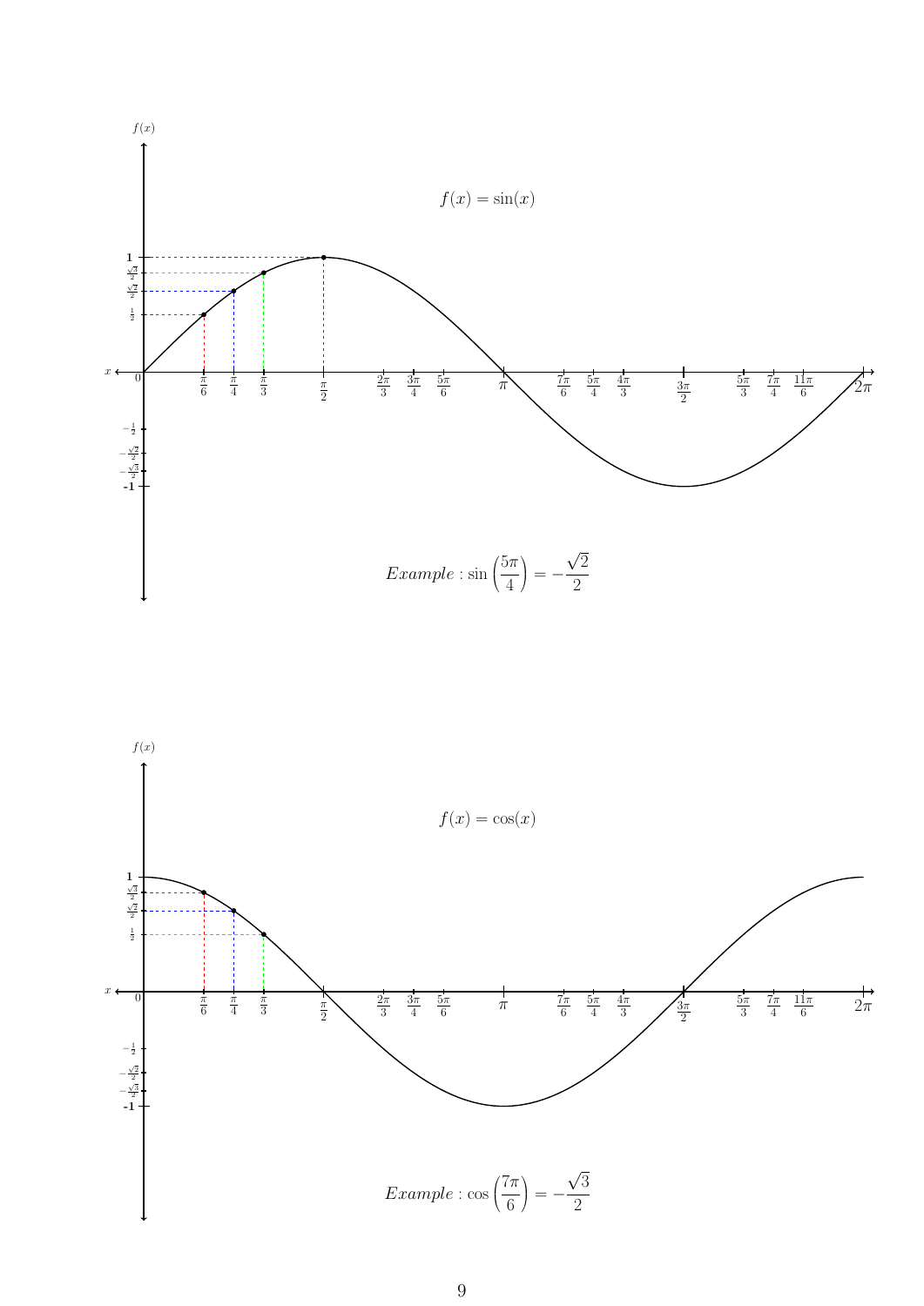$f(x) = \sin(x)$

$$Example : \sin\left(\frac{5\pi}{4}\right) = -\frac{\sqrt{2}}{2}$$

$f(x) = \cos(x)$

$$Example : \cos\left(\frac{7\pi}{6}\right) = -\frac{\sqrt{3}}{2}$$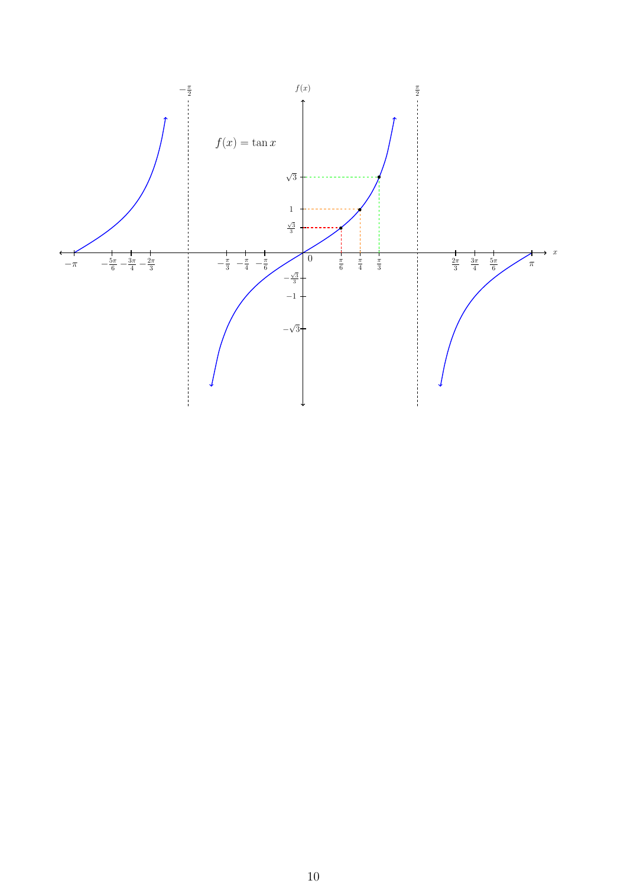$f(x) = \tan x$

$f(x)$

$x$

$-\frac{\pi}{2}$

$\frac{\pi}{2}$

$\sqrt{3}$

$1$

$\frac{\sqrt{3}}{3}$

$0$

$-\frac{\sqrt{3}}{3}$

$-1$

$-\sqrt{3}$

$-\pi$ $-\frac{5\pi}{6}$ $-\frac{3\pi}{4}$ $-\frac{2\pi}{3}$ $-\frac{\pi}{3}$ $-\frac{\pi}{4}$ $-\frac{\pi}{6}$ $\frac{\pi}{6}$ $\frac{\pi}{4}$ $\frac{\pi}{3}$ $\frac{2\pi}{3}$ $\frac{3\pi}{4}$ $\frac{5\pi}{6}$ $\pi$